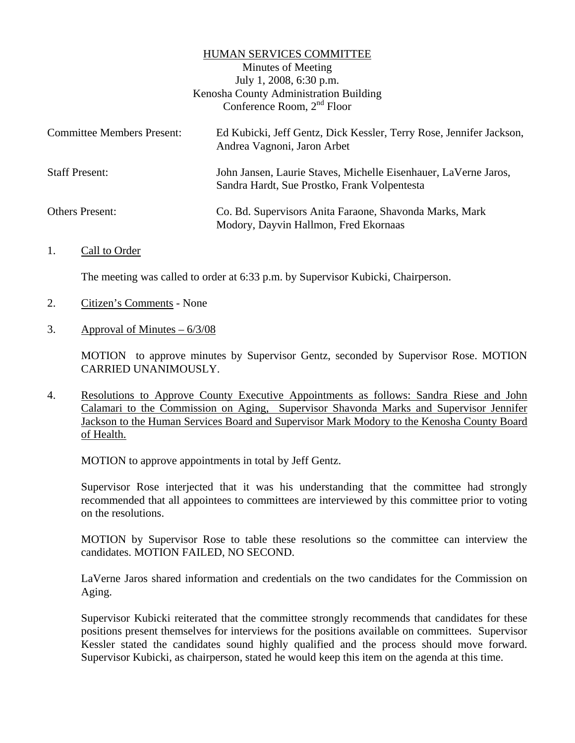<u>HUMAN SERVICES COMMITTEE</u>
Minutes of Meeting
July 1, 2008, 6:30 p.m.
Kenosha County Administration Building
Conference Room, 2nd Floor

| | |
|---|---|
| Committee Members Present: | Ed Kubicki, Jeff Gentz, Dick Kessler, Terry Rose, Jennifer Jackson, Andrea Vagnoni, Jaron Arbet |
| Staff Present: | John Jansen, Laurie Staves, Michelle Eisenhauer, LaVerne Jaros, Sandra Hardt, Sue Prostko, Frank Volpentesta |
| Others Present: | Co. Bd. Supervisors Anita Faraone, Shavonda Marks, Mark Modory, Dayvin Hallmon, Fred Ekornaas |

1. <u>Call to Order</u>

   The meeting was called to order at 6:33 p.m. by Supervisor Kubicki, Chairperson.

2. <u>Citizen's Comments</u> - None

3. <u>Approval of Minutes – 6/3/08</u>

   MOTION to approve minutes by Supervisor Gentz, seconded by Supervisor Rose. MOTION CARRIED UNANIMOUSLY.

4. <u>Resolutions to Approve County Executive Appointments as follows: Sandra Riese and John Calamari to the Commission on Aging, Supervisor Shavonda Marks and Supervisor Jennifer Jackson to the Human Services Board and Supervisor Mark Modory to the Kenosha County Board of Health.</u>

   MOTION to approve appointments in total by Jeff Gentz.

   Supervisor Rose interjected that it was his understanding that the committee had strongly recommended that all appointees to committees are interviewed by this committee prior to voting on the resolutions.

   MOTION by Supervisor Rose to table these resolutions so the committee can interview the candidates. MOTION FAILED, NO SECOND.

   LaVerne Jaros shared information and credentials on the two candidates for the Commission on Aging.

   Supervisor Kubicki reiterated that the committee strongly recommends that candidates for these positions present themselves for interviews for the positions available on committees. Supervisor Kessler stated the candidates sound highly qualified and the process should move forward. Supervisor Kubicki, as chairperson, stated he would keep this item on the agenda at this time.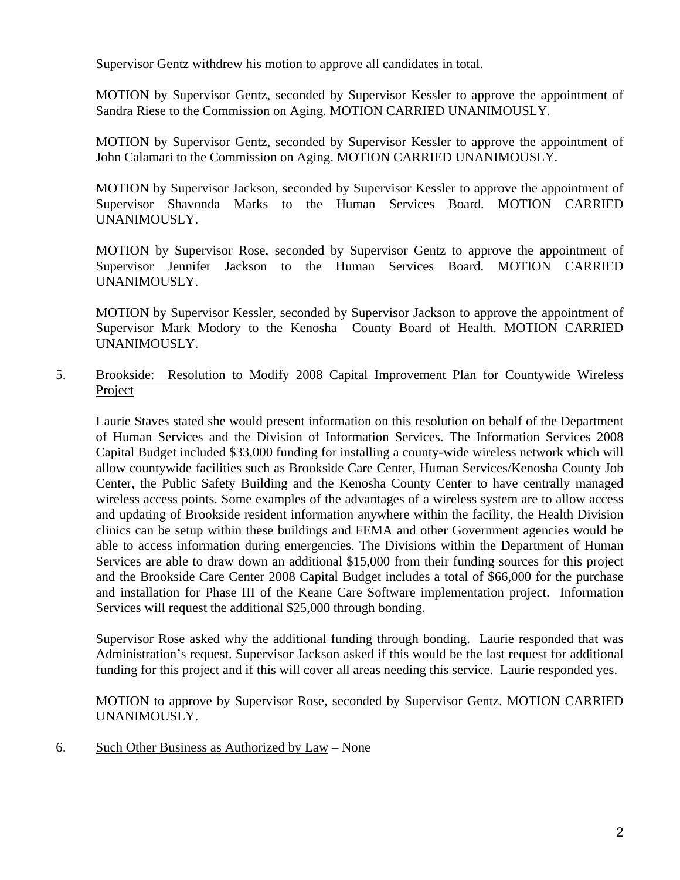Supervisor Gentz withdrew his motion to approve all candidates in total.

MOTION by Supervisor Gentz, seconded by Supervisor Kessler to approve the appointment of Sandra Riese to the Commission on Aging. MOTION CARRIED UNANIMOUSLY.

MOTION by Supervisor Gentz, seconded by Supervisor Kessler to approve the appointment of John Calamari to the Commission on Aging. MOTION CARRIED UNANIMOUSLY.

MOTION by Supervisor Jackson, seconded by Supervisor Kessler to approve the appointment of Supervisor Shavonda Marks to the Human Services Board. MOTION CARRIED UNANIMOUSLY.

MOTION by Supervisor Rose, seconded by Supervisor Gentz to approve the appointment of Supervisor Jennifer Jackson to the Human Services Board. MOTION CARRIED UNANIMOUSLY.

MOTION by Supervisor Kessler, seconded by Supervisor Jackson to approve the appointment of Supervisor Mark Modory to the Kenosha County Board of Health. MOTION CARRIED UNANIMOUSLY.

5. Brookside: Resolution to Modify 2008 Capital Improvement Plan for Countywide Wireless Project

   Laurie Staves stated she would present information on this resolution on behalf of the Department of Human Services and the Division of Information Services. The Information Services 2008 Capital Budget included $33,000 funding for installing a county-wide wireless network which will allow countywide facilities such as Brookside Care Center, Human Services/Kenosha County Job Center, the Public Safety Building and the Kenosha County Center to have centrally managed wireless access points. Some examples of the advantages of a wireless system are to allow access and updating of Brookside resident information anywhere within the facility, the Health Division clinics can be setup within these buildings and FEMA and other Government agencies would be able to access information during emergencies. The Divisions within the Department of Human Services are able to draw down an additional $15,000 from their funding sources for this project and the Brookside Care Center 2008 Capital Budget includes a total of $66,000 for the purchase and installation for Phase III of the Keane Care Software implementation project. Information Services will request the additional $25,000 through bonding.

   Supervisor Rose asked why the additional funding through bonding. Laurie responded that was Administration's request. Supervisor Jackson asked if this would be the last request for additional funding for this project and if this will cover all areas needing this service. Laurie responded yes.

   MOTION to approve by Supervisor Rose, seconded by Supervisor Gentz. MOTION CARRIED UNANIMOUSLY.

6. Such Other Business as Authorized by Law – None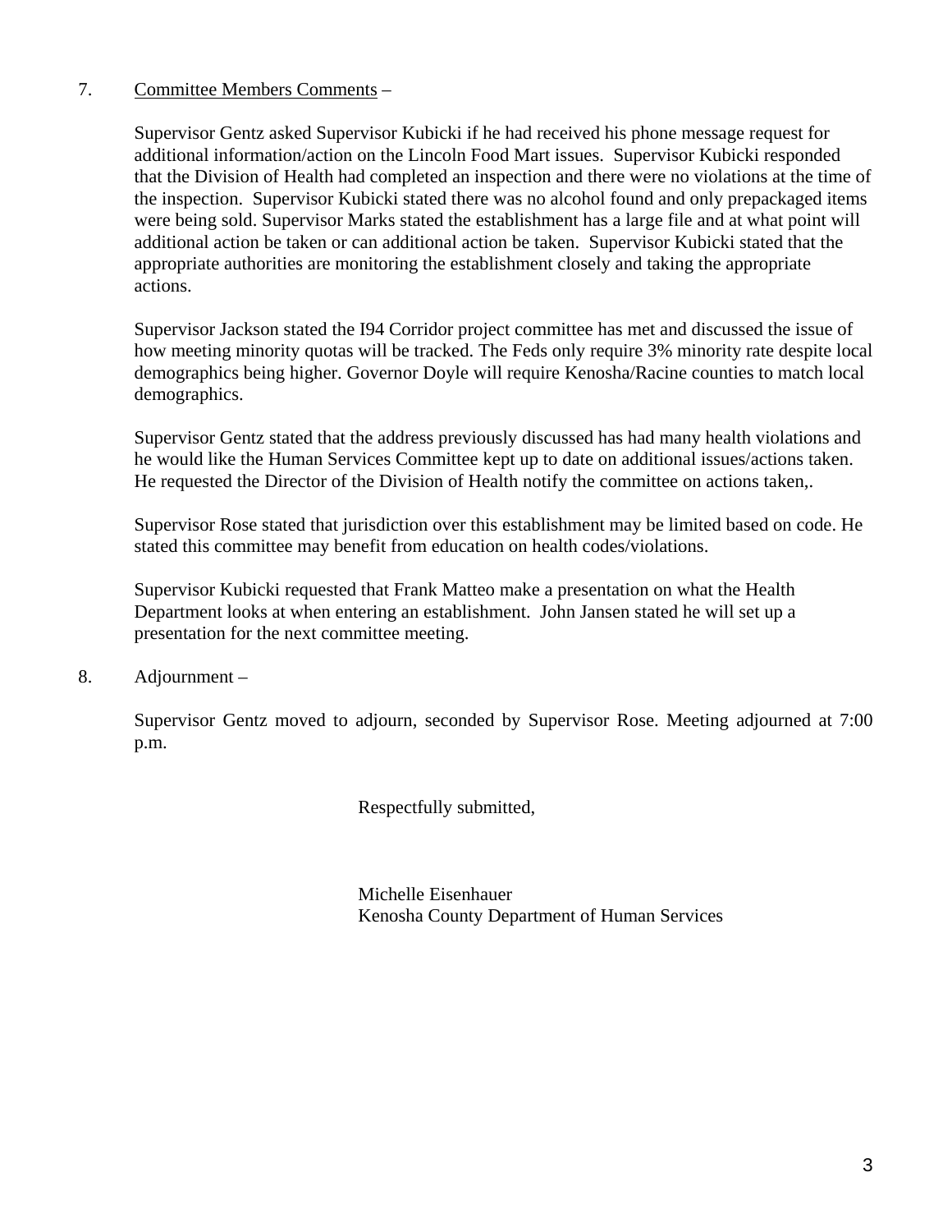7. <u>Committee Members Comments</u> –

   Supervisor Gentz asked Supervisor Kubicki if he had received his phone message request for additional information/action on the Lincoln Food Mart issues. Supervisor Kubicki responded that the Division of Health had completed an inspection and there were no violations at the time of the inspection. Supervisor Kubicki stated there was no alcohol found and only prepackaged items were being sold. Supervisor Marks stated the establishment has a large file and at what point will additional action be taken or can additional action be taken. Supervisor Kubicki stated that the appropriate authorities are monitoring the establishment closely and taking the appropriate actions.

   Supervisor Jackson stated the I94 Corridor project committee has met and discussed the issue of how meeting minority quotas will be tracked. The Feds only require 3% minority rate despite local demographics being higher. Governor Doyle will require Kenosha/Racine counties to match local demographics.

   Supervisor Gentz stated that the address previously discussed has had many health violations and he would like the Human Services Committee kept up to date on additional issues/actions taken. He requested the Director of the Division of Health notify the committee on actions taken,.

   Supervisor Rose stated that jurisdiction over this establishment may be limited based on code. He stated this committee may benefit from education on health codes/violations.

   Supervisor Kubicki requested that Frank Matteo make a presentation on what the Health Department looks at when entering an establishment. John Jansen stated he will set up a presentation for the next committee meeting.

8. Adjournment –

   Supervisor Gentz moved to adjourn, seconded by Supervisor Rose. Meeting adjourned at 7:00 p.m.

Respectfully submitted,

Michelle Eisenhauer
Kenosha County Department of Human Services